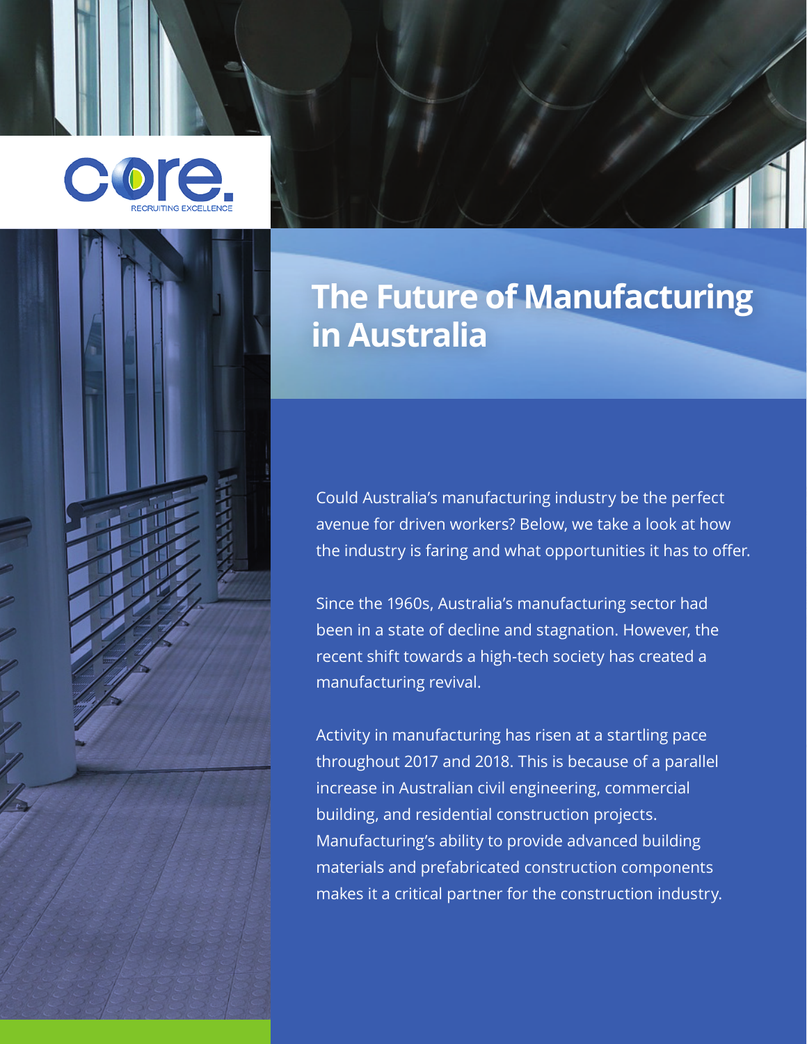core.
RECRUITING EXCELLENCE

# The Future of Manufacturing in Australia

Could Australia's manufacturing industry be the perfect avenue for driven workers? Below, we take a look at how the industry is faring and what opportunities it has to offer.

Since the 1960s, Australia's manufacturing sector had been in a state of decline and stagnation. However, the recent shift towards a high-tech society has created a manufacturing revival.

Activity in manufacturing has risen at a startling pace throughout 2017 and 2018. This is because of a parallel increase in Australian civil engineering, commercial building, and residential construction projects. Manufacturing's ability to provide advanced building materials and prefabricated construction components makes it a critical partner for the construction industry.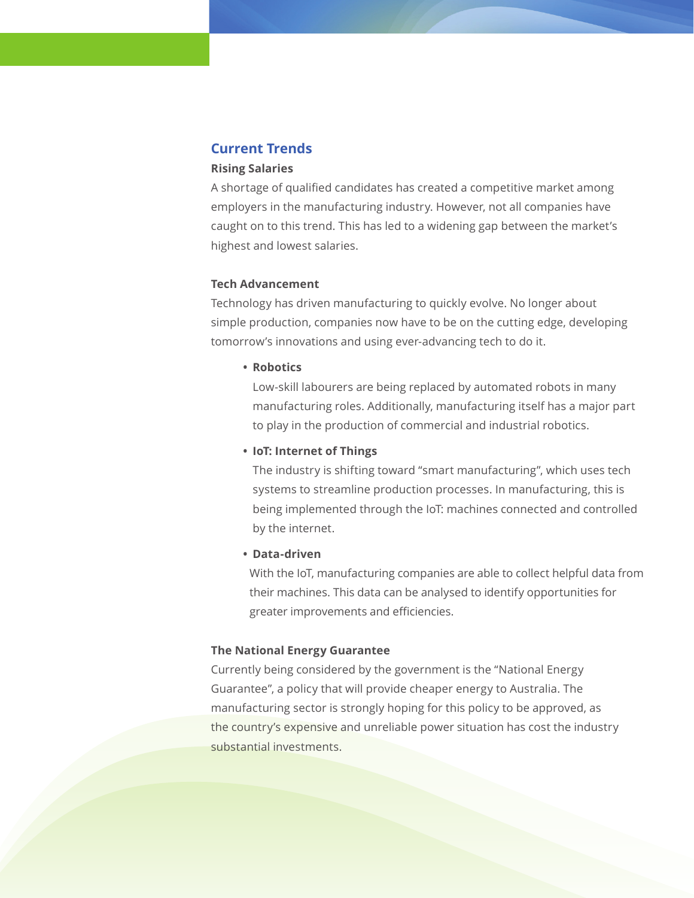## Current Trends

### Rising Salaries

A shortage of qualified candidates has created a competitive market among employers in the manufacturing industry. However, not all companies have caught on to this trend. This has led to a widening gap between the market's highest and lowest salaries.

### Tech Advancement

Technology has driven manufacturing to quickly evolve. No longer about simple production, companies now have to be on the cutting edge, developing tomorrow's innovations and using ever-advancing tech to do it.

- **Robotics**

  Low-skill labourers are being replaced by automated robots in many manufacturing roles. Additionally, manufacturing itself has a major part to play in the production of commercial and industrial robotics.

- **IoT: Internet of Things**

  The industry is shifting toward "smart manufacturing", which uses tech systems to streamline production processes. In manufacturing, this is being implemented through the IoT: machines connected and controlled by the internet.

- **Data-driven**

  With the IoT, manufacturing companies are able to collect helpful data from their machines. This data can be analysed to identify opportunities for greater improvements and efficiencies.

### The National Energy Guarantee

Currently being considered by the government is the "National Energy Guarantee", a policy that will provide cheaper energy to Australia. The manufacturing sector is strongly hoping for this policy to be approved, as the country's expensive and unreliable power situation has cost the industry substantial investments.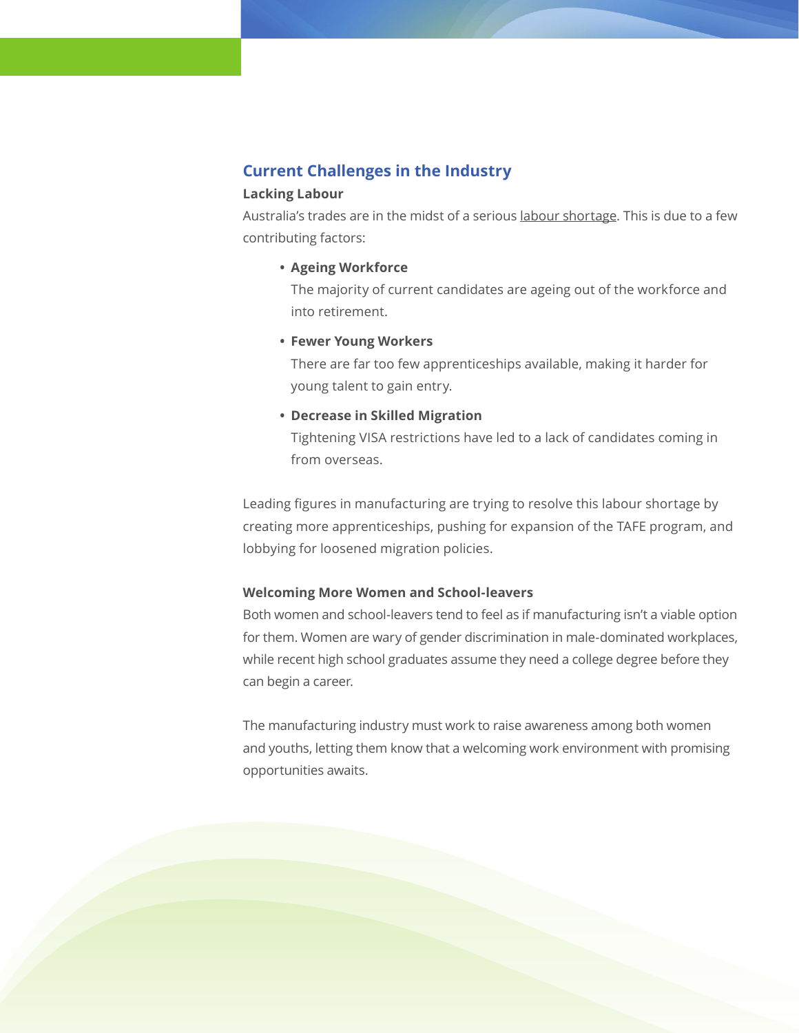## Current Challenges in the Industry

### Lacking Labour

Australia's trades are in the midst of a serious labour shortage. This is due to a few contributing factors:

- **Ageing Workforce**
  The majority of current candidates are ageing out of the workforce and into retirement.
- **Fewer Young Workers**
  There are far too few apprenticeships available, making it harder for young talent to gain entry.
- **Decrease in Skilled Migration**
  Tightening VISA restrictions have led to a lack of candidates coming in from overseas.

Leading figures in manufacturing are trying to resolve this labour shortage by creating more apprenticeships, pushing for expansion of the TAFE program, and lobbying for loosened migration policies.

### Welcoming More Women and School-leavers

Both women and school-leavers tend to feel as if manufacturing isn't a viable option for them. Women are wary of gender discrimination in male-dominated workplaces, while recent high school graduates assume they need a college degree before they can begin a career.

The manufacturing industry must work to raise awareness among both women and youths, letting them know that a welcoming work environment with promising opportunities awaits.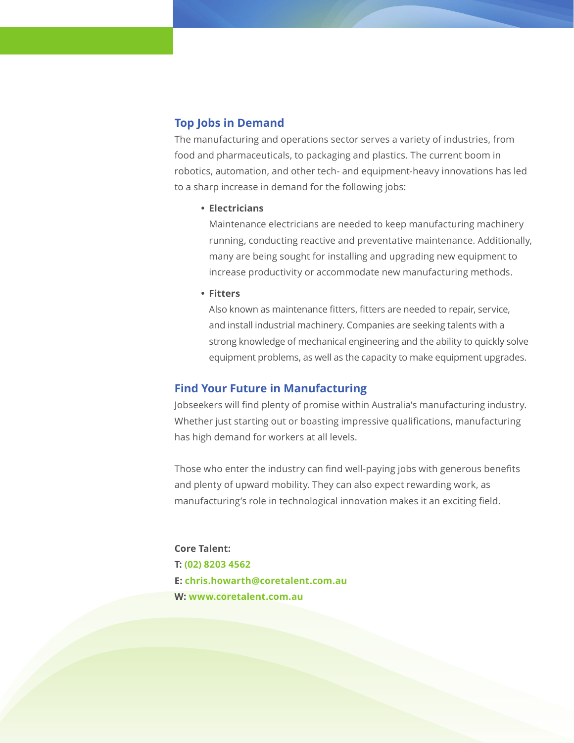## Top Jobs in Demand

The manufacturing and operations sector serves a variety of industries, from food and pharmaceuticals, to packaging and plastics. The current boom in robotics, automation, and other tech- and equipment-heavy innovations has led to a sharp increase in demand for the following jobs:

- **Electricians**

  Maintenance electricians are needed to keep manufacturing machinery running, conducting reactive and preventative maintenance. Additionally, many are being sought for installing and upgrading new equipment to increase productivity or accommodate new manufacturing methods.

- **Fitters**

  Also known as maintenance fitters, fitters are needed to repair, service, and install industrial machinery. Companies are seeking talents with a strong knowledge of mechanical engineering and the ability to quickly solve equipment problems, as well as the capacity to make equipment upgrades.

## Find Your Future in Manufacturing

Jobseekers will find plenty of promise within Australia's manufacturing industry. Whether just starting out or boasting impressive qualifications, manufacturing has high demand for workers at all levels.

Those who enter the industry can find well-paying jobs with generous benefits and plenty of upward mobility. They can also expect rewarding work, as manufacturing's role in technological innovation makes it an exciting field.

**Core Talent:**
**T:** **(02) 8203 4562**
**E:** **chris.howarth@coretalent.com.au**
**W:** **www.coretalent.com.au**